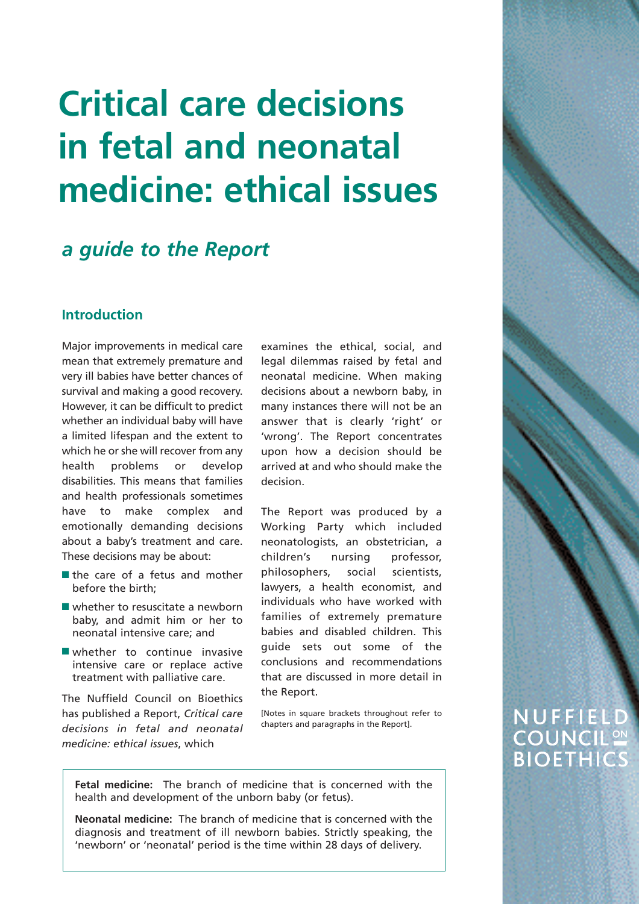# Critical care decisions in fetal and neonatal medicine: ethical issues

## *a guide to the Report*

### Introduction

Major improvements in medical care mean that extremely premature and very ill babies have better chances of survival and making a good recovery. However, it can be difficult to predict whether an individual baby will have a limited lifespan and the extent to which he or she will recover from any health problems or develop disabilities. This means that families and health professionals sometimes have to make complex and emotionally demanding decisions about a baby's treatment and care. These decisions may be about:

- the care of a fetus and mother before the birth;
- whether to resuscitate a newborn baby, and admit him or her to neonatal intensive care; and
- whether to continue invasive intensive care or replace active treatment with palliative care.

The Nuffield Council on Bioethics has published a Report, *Critical care decisions in fetal and neonatal medicine: ethical issues*, which examines the ethical, social, and legal dilemmas raised by fetal and neonatal medicine. When making decisions about a newborn baby, in many instances there will not be an answer that is clearly 'right' or 'wrong'. The Report concentrates upon how a decision should be arrived at and who should make the decision.

The Report was produced by a Working Party which included neonatologists, an obstetrician, a children's nursing professor, philosophers, social scientists, lawyers, a health economist, and individuals who have worked with families of extremely premature babies and disabled children. This guide sets out some of the conclusions and recommendations that are discussed in more detail in the Report.

[Notes in square brackets throughout refer to chapters and paragraphs in the Report].

**Fetal medicine:** The branch of medicine that is concerned with the health and development of the unborn baby (or fetus).

**Neonatal medicine:** The branch of medicine that is concerned with the diagnosis and treatment of ill newborn babies. Strictly speaking, the 'newborn' or 'neonatal' period is the time within 28 days of delivery.

NUFFIELD COUNCIL ON BIOETHICS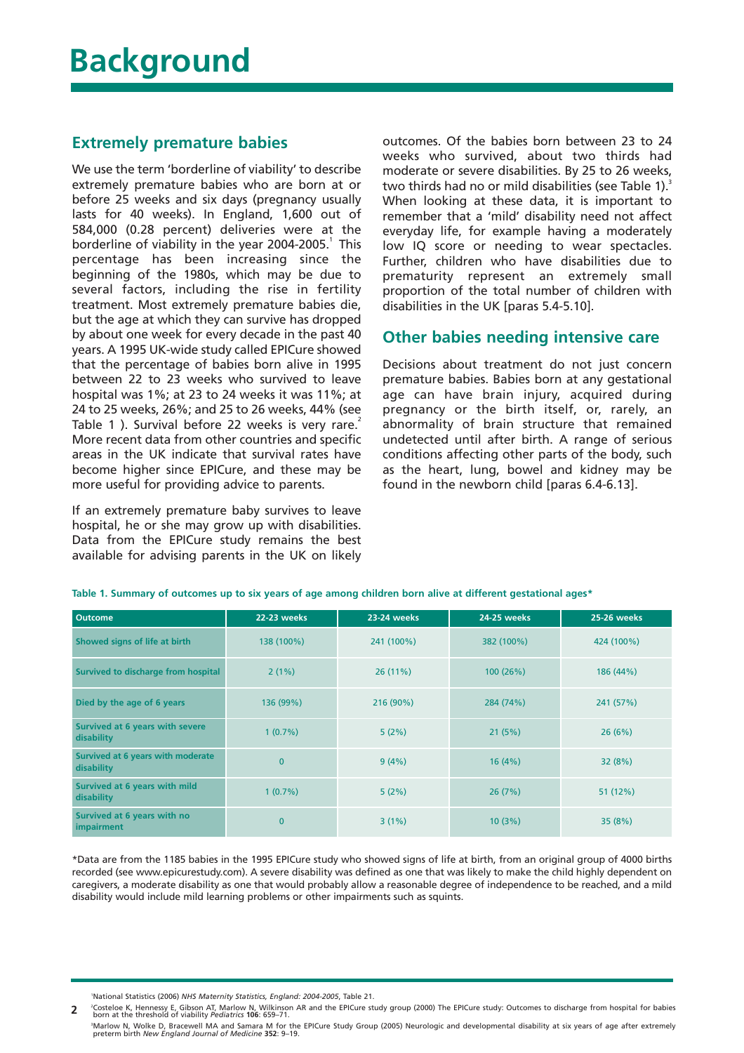# Background

## Extremely premature babies

We use the term 'borderline of viability' to describe extremely premature babies who are born at or before 25 weeks and six days (pregnancy usually lasts for 40 weeks). In England, 1,600 out of 584,000 (0.28 percent) deliveries were at the borderline of viability in the year 2004-2005.[1] This percentage has been increasing since the beginning of the 1980s, which may be due to several factors, including the rise in fertility treatment. Most extremely premature babies die, but the age at which they can survive has dropped by about one week for every decade in the past 40 years. A 1995 UK-wide study called EPICure showed that the percentage of babies born alive in 1995 between 22 to 23 weeks who survived to leave hospital was 1%; at 23 to 24 weeks it was 11%; at 24 to 25 weeks, 26%; and 25 to 26 weeks, 44% (see Table 1 ). Survival before 22 weeks is very rare.[2] More recent data from other countries and specific areas in the UK indicate that survival rates have become higher since EPICure, and these may be more useful for providing advice to parents.

If an extremely premature baby survives to leave hospital, he or she may grow up with disabilities. Data from the EPICure study remains the best available for advising parents in the UK on likely outcomes. Of the babies born between 23 to 24 weeks who survived, about two thirds had moderate or severe disabilities. By 25 to 26 weeks, two thirds had no or mild disabilities (see Table 1).[3] When looking at these data, it is important to remember that a 'mild' disability need not affect everyday life, for example having a moderately low IQ score or needing to wear spectacles. Further, children who have disabilities due to prematurity represent an extremely small proportion of the total number of children with disabilities in the UK [paras 5.4-5.10].

## Other babies needing intensive care

Decisions about treatment do not just concern premature babies. Babies born at any gestational age can have brain injury, acquired during pregnancy or the birth itself, or, rarely, an abnormality of brain structure that remained undetected until after birth. A range of serious conditions affecting other parts of the body, such as the heart, lung, bowel and kidney may be found in the newborn child [paras 6.4-6.13].

**Table 1. Summary of outcomes up to six years of age among children born alive at different gestational ages***

| Outcome | 22-23 weeks | 23-24 weeks | 24-25 weeks | 25-26 weeks |
|---|---|---|---|---|
| Showed signs of life at birth | 138 (100%) | 241 (100%) | 382 (100%) | 424 (100%) |
| Survived to discharge from hospital | 2 (1%) | 26 (11%) | 100 (26%) | 186 (44%) |
| Died by the age of 6 years | 136 (99%) | 216 (90%) | 284 (74%) | 241 (57%) |
| Survived at 6 years with severe disability | 1 (0.7%) | 5 (2%) | 21 (5%) | 26 (6%) |
| Survived at 6 years with moderate disability | 0 | 9 (4%) | 16 (4%) | 32 (8%) |
| Survived at 6 years with mild disability | 1 (0.7%) | 5 (2%) | 26 (7%) | 51 (12%) |
| Survived at 6 years with no impairment | 0 | 3 (1%) | 10 (3%) | 35 (8%) |

*Data are from the 1185 babies in the 1995 EPICure study who showed signs of life at birth, from an original group of 4000 births recorded (see www.epicurestudy.com). A severe disability was defined as one that was likely to make the child highly dependent on caregivers, a moderate disability as one that would probably allow a reasonable degree of independence to be reached, and a mild disability would include mild learning problems or other impairments such as squints.

[1] National Statistics (2006) *NHS Maternity Statistics, England: 2004-2005*, Table 21.

[2] Costeloe K, Hennessy E, Gibson AT, Marlow N, Wilkinson AR and the EPICure study group (2000) The EPICure study: Outcomes to discharge from hospital for babies born at the threshold of viability *Pediatrics* **106**: 659–71.

[3] Marlow N, Wolke D, Bracewell MA and Samara M for the EPICure Study Group (2005) Neurologic and developmental disability at six years of age after extremely preterm birth *New England Journal of Medicine* **352**: 9–19.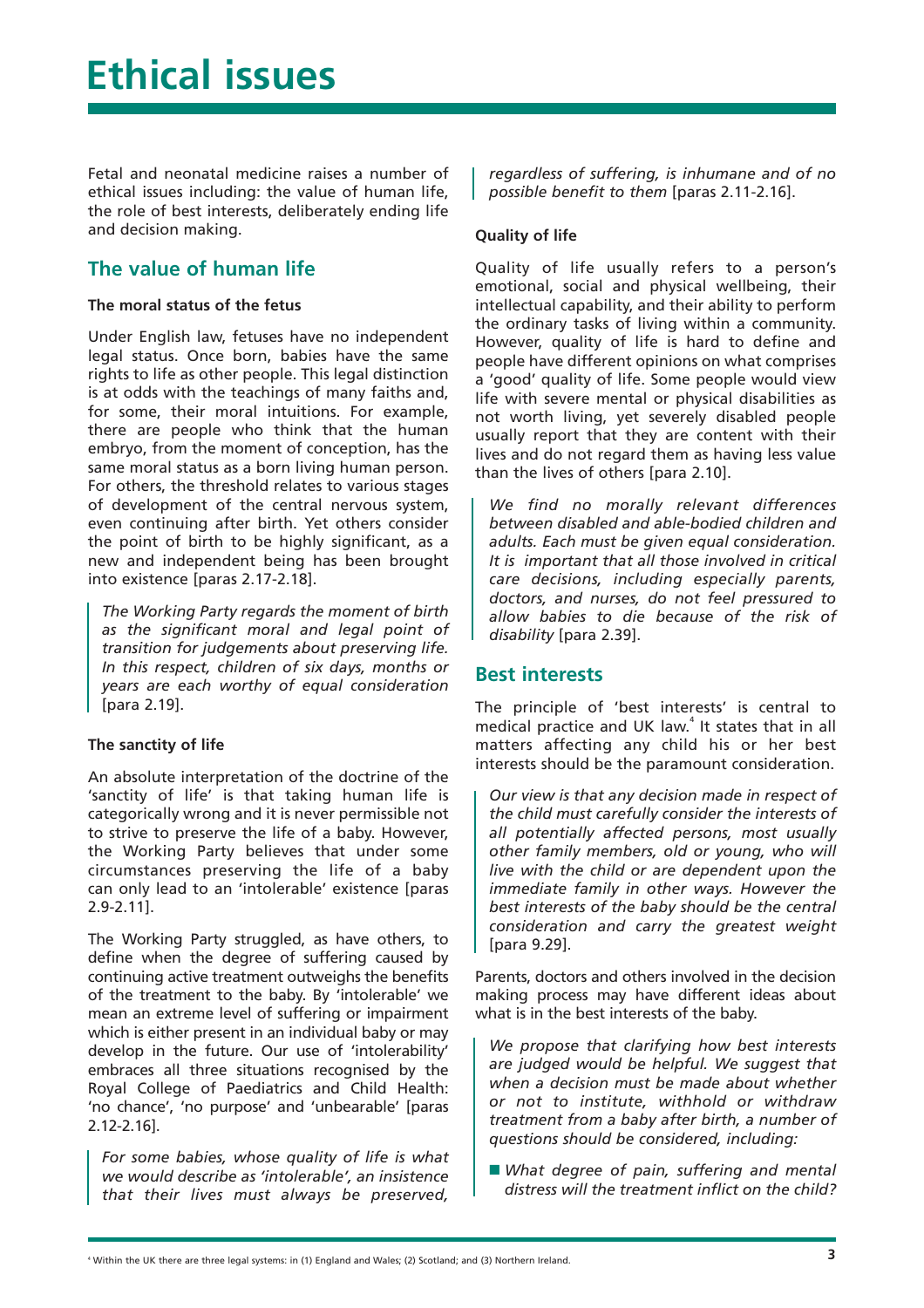# Ethical issues

Fetal and neonatal medicine raises a number of ethical issues including: the value of human life, the role of best interests, deliberately ending life and decision making.

## The value of human life

### The moral status of the fetus

Under English law, fetuses have no independent legal status. Once born, babies have the same rights to life as other people. This legal distinction is at odds with the teachings of many faiths and, for some, their moral intuitions. For example, there are people who think that the human embryo, from the moment of conception, has the same moral status as a born living human person. For others, the threshold relates to various stages of development of the central nervous system, even continuing after birth. Yet others consider the point of birth to be highly significant, as a new and independent being has been brought into existence [paras 2.17-2.18].

> *The Working Party regards the moment of birth as the significant moral and legal point of transition for judgements about preserving life. In this respect, children of six days, months or years are each worthy of equal consideration* [para 2.19].

### The sanctity of life

An absolute interpretation of the doctrine of the 'sanctity of life' is that taking human life is categorically wrong and it is never permissible not to strive to preserve the life of a baby. However, the Working Party believes that under some circumstances preserving the life of a baby can only lead to an 'intolerable' existence [paras 2.9-2.11].

The Working Party struggled, as have others, to define when the degree of suffering caused by continuing active treatment outweighs the benefits of the treatment to the baby. By 'intolerable' we mean an extreme level of suffering or impairment which is either present in an individual baby or may develop in the future. Our use of 'intolerability' embraces all three situations recognised by the Royal College of Paediatrics and Child Health: 'no chance', 'no purpose' and 'unbearable' [paras 2.12-2.16].

> *For some babies, whose quality of life is what we would describe as 'intolerable', an insistence that their lives must always be preserved, regardless of suffering, is inhumane and of no possible benefit to them* [paras 2.11-2.16].

### Quality of life

Quality of life usually refers to a person's emotional, social and physical wellbeing, their intellectual capability, and their ability to perform the ordinary tasks of living within a community. However, quality of life is hard to define and people have different opinions on what comprises a 'good' quality of life. Some people would view life with severe mental or physical disabilities as not worth living, yet severely disabled people usually report that they are content with their lives and do not regard them as having less value than the lives of others [para 2.10].

> *We find no morally relevant differences between disabled and able-bodied children and adults. Each must be given equal consideration. It is important that all those involved in critical care decisions, including especially parents, doctors, and nurses, do not feel pressured to allow babies to die because of the risk of disability* [para 2.39].

## Best interests

The principle of 'best interests' is central to medical practice and UK law.[4] It states that in all matters affecting any child his or her best interests should be the paramount consideration.

> *Our view is that any decision made in respect of the child must carefully consider the interests of all potentially affected persons, most usually other family members, old or young, who will live with the child or are dependent upon the immediate family in other ways. However the best interests of the baby should be the central consideration and carry the greatest weight* [para 9.29].

Parents, doctors and others involved in the decision making process may have different ideas about what is in the best interests of the baby.

> *We propose that clarifying how best interests are judged would be helpful. We suggest that when a decision must be made about whether or not to institute, withhold or withdraw treatment from a baby after birth, a number of questions should be considered, including:*
>
> - *What degree of pain, suffering and mental distress will the treatment inflict on the child?*

[4] Within the UK there are three legal systems: in (1) England and Wales; (2) Scotland; and (3) Northern Ireland.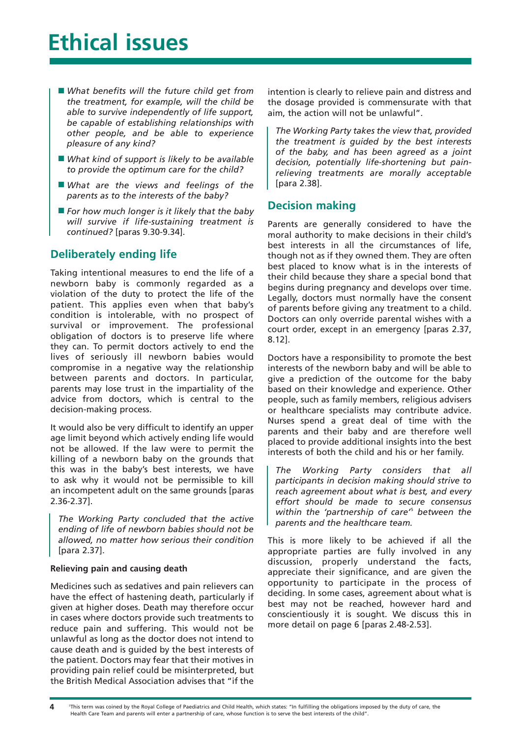# Ethical issues

- *What benefits will the future child get from the treatment, for example, will the child be able to survive independently of life support, be capable of establishing relationships with other people, and be able to experience pleasure of any kind?*
- *What kind of support is likely to be available to provide the optimum care for the child?*
- *What are the views and feelings of the parents as to the interests of the baby?*
- *For how much longer is it likely that the baby will survive if life-sustaining treatment is continued?* [paras 9.30-9.34].

## Deliberately ending life

Taking intentional measures to end the life of a newborn baby is commonly regarded as a violation of the duty to protect the life of the patient. This applies even when that baby's condition is intolerable, with no prospect of survival or improvement. The professional obligation of doctors is to preserve life where they can. To permit doctors actively to end the lives of seriously ill newborn babies would compromise in a negative way the relationship between parents and doctors. In particular, parents may lose trust in the impartiality of the advice from doctors, which is central to the decision-making process.

It would also be very difficult to identify an upper age limit beyond which actively ending life would not be allowed. If the law were to permit the killing of a newborn baby on the grounds that this was in the baby's best interests, we have to ask why it would not be permissible to kill an incompetent adult on the same grounds [paras 2.36-2.37].

> *The Working Party concluded that the active ending of life of newborn babies should not be allowed, no matter how serious their condition* [para 2.37].

### Relieving pain and causing death

Medicines such as sedatives and pain relievers can have the effect of hastening death, particularly if given at higher doses. Death may therefore occur in cases where doctors provide such treatments to reduce pain and suffering. This would not be unlawful as long as the doctor does not intend to cause death and is guided by the best interests of the patient. Doctors may fear that their motives in providing pain relief could be misinterpreted, but the British Medical Association advises that "if the intention is clearly to relieve pain and distress and the dosage provided is commensurate with that aim, the action will not be unlawful".

> *The Working Party takes the view that, provided the treatment is guided by the best interests of the baby, and has been agreed as a joint decision, potentially life-shortening but pain-relieving treatments are morally acceptable* [para 2.38].

## Decision making

Parents are generally considered to have the moral authority to make decisions in their child's best interests in all the circumstances of life, though not as if they owned them. They are often best placed to know what is in the interests of their child because they share a special bond that begins during pregnancy and develops over time. Legally, doctors must normally have the consent of parents before giving any treatment to a child. Doctors can only override parental wishes with a court order, except in an emergency [paras 2.37, 8.12].

Doctors have a responsibility to promote the best interests of the newborn baby and will be able to give a prediction of the outcome for the baby based on their knowledge and experience. Other people, such as family members, religious advisers or healthcare specialists may contribute advice. Nurses spend a great deal of time with the parents and their baby and are therefore well placed to provide additional insights into the best interests of both the child and his or her family.

> *The Working Party considers that all participants in decision making should strive to reach agreement about what is best, and every effort should be made to secure consensus within the 'partnership of care'*[5] *between the parents and the healthcare team.*

This is more likely to be achieved if all the appropriate parties are fully involved in any discussion, properly understand the facts, appreciate their significance, and are given the opportunity to participate in the process of deciding. In some cases, agreement about what is best may not be reached, however hard and conscientiously it is sought. We discuss this in more detail on page 6 [paras 2.48-2.53].

[5] This term was coined by the Royal College of Paediatrics and Child Health, which states: "In fulfilling the obligations imposed by the duty of care, the Health Care Team and parents will enter a partnership of care, whose function is to serve the best interests of the child".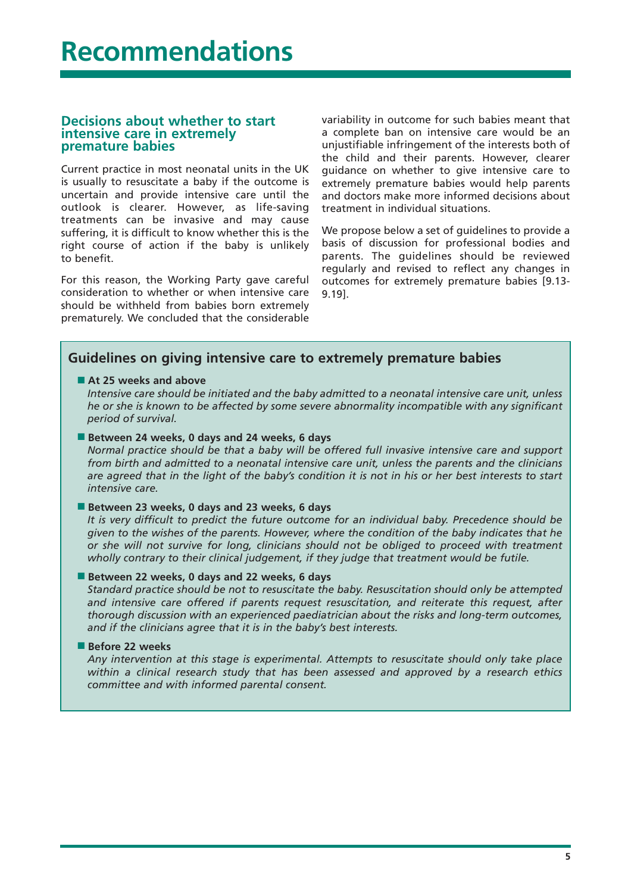# Recommendations

## Decisions about whether to start intensive care in extremely premature babies

Current practice in most neonatal units in the UK is usually to resuscitate a baby if the outcome is uncertain and provide intensive care until the outlook is clearer. However, as life-saving treatments can be invasive and may cause suffering, it is difficult to know whether this is the right course of action if the baby is unlikely to benefit.

For this reason, the Working Party gave careful consideration to whether or when intensive care should be withheld from babies born extremely prematurely. We concluded that the considerable variability in outcome for such babies meant that a complete ban on intensive care would be an unjustifiable infringement of the interests both of the child and their parents. However, clearer guidance on whether to give intensive care to extremely premature babies would help parents and doctors make more informed decisions about treatment in individual situations.

We propose below a set of guidelines to provide a basis of discussion for professional bodies and parents. The guidelines should be reviewed regularly and revised to reflect any changes in outcomes for extremely premature babies [9.13-9.19].

### Guidelines on giving intensive care to extremely premature babies

- **At 25 weeks and above**
  *Intensive care should be initiated and the baby admitted to a neonatal intensive care unit, unless he or she is known to be affected by some severe abnormality incompatible with any significant period of survival.*

- **Between 24 weeks, 0 days and 24 weeks, 6 days**
  *Normal practice should be that a baby will be offered full invasive intensive care and support from birth and admitted to a neonatal intensive care unit, unless the parents and the clinicians are agreed that in the light of the baby's condition it is not in his or her best interests to start intensive care.*

- **Between 23 weeks, 0 days and 23 weeks, 6 days**
  *It is very difficult to predict the future outcome for an individual baby. Precedence should be given to the wishes of the parents. However, where the condition of the baby indicates that he or she will not survive for long, clinicians should not be obliged to proceed with treatment wholly contrary to their clinical judgement, if they judge that treatment would be futile.*

- **Between 22 weeks, 0 days and 22 weeks, 6 days**
  *Standard practice should be not to resuscitate the baby. Resuscitation should only be attempted and intensive care offered if parents request resuscitation, and reiterate this request, after thorough discussion with an experienced paediatrician about the risks and long-term outcomes, and if the clinicians agree that it is in the baby's best interests.*

- **Before 22 weeks**
  *Any intervention at this stage is experimental. Attempts to resuscitate should only take place within a clinical research study that has been assessed and approved by a research ethics committee and with informed parental consent.*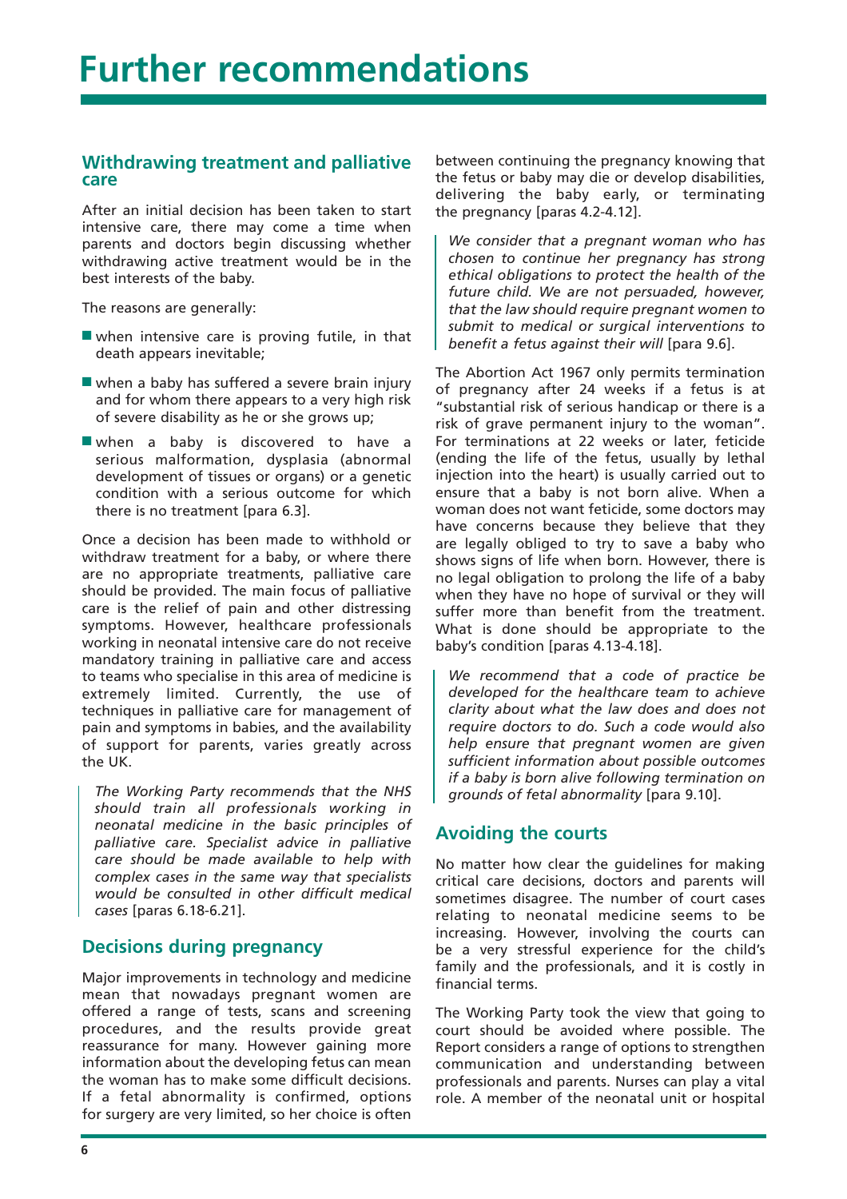# Further recommendations

## Withdrawing treatment and palliative care

After an initial decision has been taken to start intensive care, there may come a time when parents and doctors begin discussing whether withdrawing active treatment would be in the best interests of the baby.

The reasons are generally:

- when intensive care is proving futile, in that death appears inevitable;
- when a baby has suffered a severe brain injury and for whom there appears to a very high risk of severe disability as he or she grows up;
- when a baby is discovered to have a serious malformation, dysplasia (abnormal development of tissues or organs) or a genetic condition with a serious outcome for which there is no treatment [para 6.3].

Once a decision has been made to withhold or withdraw treatment for a baby, or where there are no appropriate treatments, palliative care should be provided. The main focus of palliative care is the relief of pain and other distressing symptoms. However, healthcare professionals working in neonatal intensive care do not receive mandatory training in palliative care and access to teams who specialise in this area of medicine is extremely limited. Currently, the use of techniques in palliative care for management of pain and symptoms in babies, and the availability of support for parents, varies greatly across the UK.

> *The Working Party recommends that the NHS should train all professionals working in neonatal medicine in the basic principles of palliative care. Specialist advice in palliative care should be made available to help with complex cases in the same way that specialists would be consulted in other difficult medical cases* [paras 6.18-6.21].

## Decisions during pregnancy

Major improvements in technology and medicine mean that nowadays pregnant women are offered a range of tests, scans and screening procedures, and the results provide great reassurance for many. However gaining more information about the developing fetus can mean the woman has to make some difficult decisions. If a fetal abnormality is confirmed, options for surgery are very limited, so her choice is often between continuing the pregnancy knowing that the fetus or baby may die or develop disabilities, delivering the baby early, or terminating the pregnancy [paras 4.2-4.12].

> *We consider that a pregnant woman who has chosen to continue her pregnancy has strong ethical obligations to protect the health of the future child. We are not persuaded, however, that the law should require pregnant women to submit to medical or surgical interventions to benefit a fetus against their will* [para 9.6].

The Abortion Act 1967 only permits termination of pregnancy after 24 weeks if a fetus is at "substantial risk of serious handicap or there is a risk of grave permanent injury to the woman". For terminations at 22 weeks or later, feticide (ending the life of the fetus, usually by lethal injection into the heart) is usually carried out to ensure that a baby is not born alive. When a woman does not want feticide, some doctors may have concerns because they believe that they are legally obliged to try to save a baby who shows signs of life when born. However, there is no legal obligation to prolong the life of a baby when they have no hope of survival or they will suffer more than benefit from the treatment. What is done should be appropriate to the baby's condition [paras 4.13-4.18].

> *We recommend that a code of practice be developed for the healthcare team to achieve clarity about what the law does and does not require doctors to do. Such a code would also help ensure that pregnant women are given sufficient information about possible outcomes if a baby is born alive following termination on grounds of fetal abnormality* [para 9.10].

## Avoiding the courts

No matter how clear the guidelines for making critical care decisions, doctors and parents will sometimes disagree. The number of court cases relating to neonatal medicine seems to be increasing. However, involving the courts can be a very stressful experience for the child's family and the professionals, and it is costly in financial terms.

The Working Party took the view that going to court should be avoided where possible. The Report considers a range of options to strengthen communication and understanding between professionals and parents. Nurses can play a vital role. A member of the neonatal unit or hospital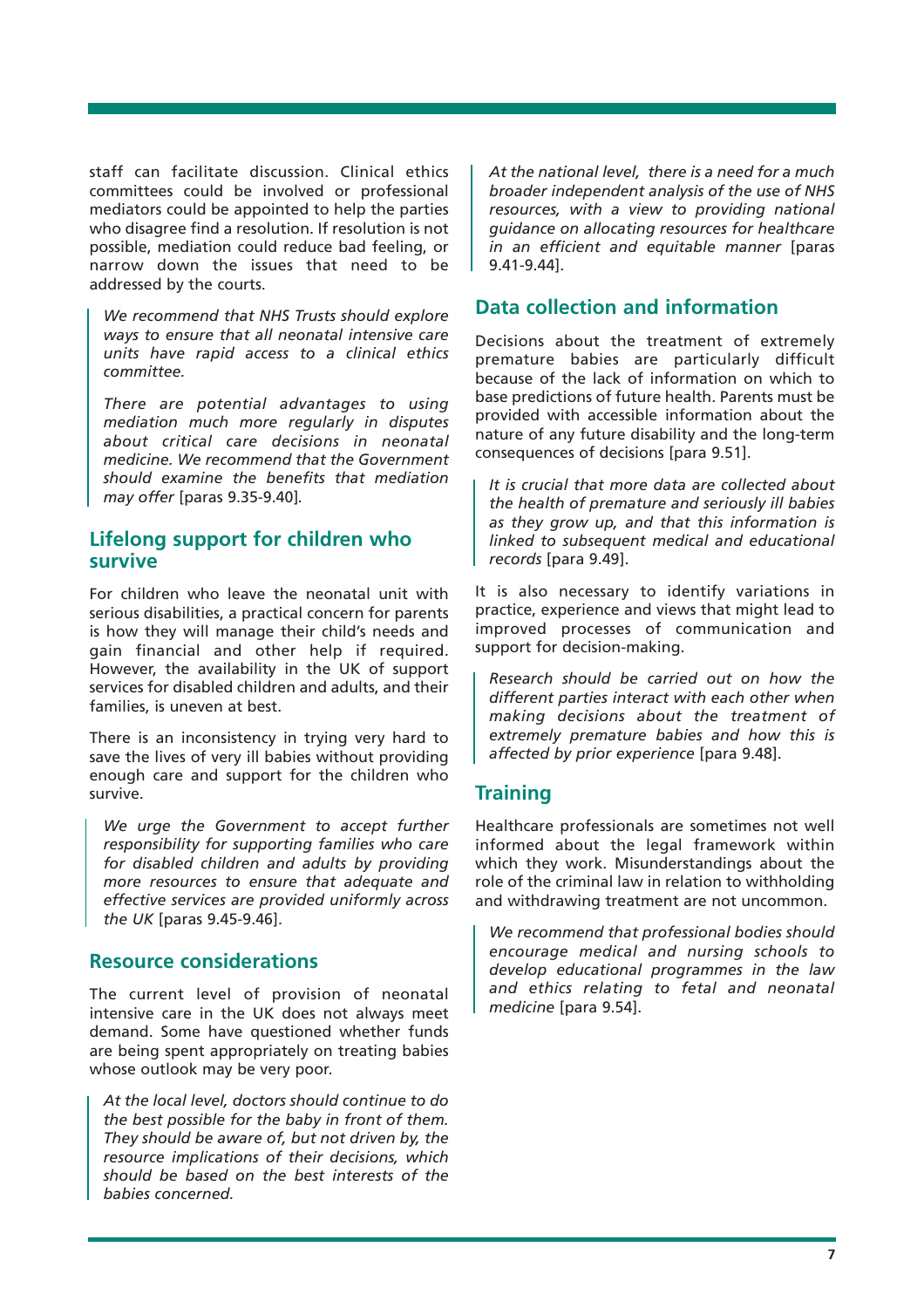staff can facilitate discussion. Clinical ethics committees could be involved or professional mediators could be appointed to help the parties who disagree find a resolution. If resolution is not possible, mediation could reduce bad feeling, or narrow down the issues that need to be addressed by the courts.

> *We recommend that NHS Trusts should explore ways to ensure that all neonatal intensive care units have rapid access to a clinical ethics committee.*
>
> *There are potential advantages to using mediation much more regularly in disputes about critical care decisions in neonatal medicine. We recommend that the Government should examine the benefits that mediation may offer* [paras 9.35-9.40]*.*

## Lifelong support for children who survive

For children who leave the neonatal unit with serious disabilities, a practical concern for parents is how they will manage their child's needs and gain financial and other help if required. However, the availability in the UK of support services for disabled children and adults, and their families, is uneven at best.

There is an inconsistency in trying very hard to save the lives of very ill babies without providing enough care and support for the children who survive.

> *We urge the Government to accept further responsibility for supporting families who care for disabled children and adults by providing more resources to ensure that adequate and effective services are provided uniformly across the UK* [paras 9.45-9.46].

## Resource considerations

The current level of provision of neonatal intensive care in the UK does not always meet demand. Some have questioned whether funds are being spent appropriately on treating babies whose outlook may be very poor.

> *At the local level, doctors should continue to do the best possible for the baby in front of them. They should be aware of, but not driven by, the resource implications of their decisions, which should be based on the best interests of the babies concerned.*
>
> *At the national level, there is a need for a much broader independent analysis of the use of NHS resources, with a view to providing national guidance on allocating resources for healthcare in an efficient and equitable manner* [paras 9.41-9.44].

## Data collection and information

Decisions about the treatment of extremely premature babies are particularly difficult because of the lack of information on which to base predictions of future health. Parents must be provided with accessible information about the nature of any future disability and the long-term consequences of decisions [para 9.51].

> *It is crucial that more data are collected about the health of premature and seriously ill babies as they grow up, and that this information is linked to subsequent medical and educational records* [para 9.49].

It is also necessary to identify variations in practice, experience and views that might lead to improved processes of communication and support for decision-making.

> *Research should be carried out on how the different parties interact with each other when making decisions about the treatment of extremely premature babies and how this is affected by prior experience* [para 9.48].

## Training

Healthcare professionals are sometimes not well informed about the legal framework within which they work. Misunderstandings about the role of the criminal law in relation to withholding and withdrawing treatment are not uncommon.

> *We recommend that professional bodies should encourage medical and nursing schools to develop educational programmes in the law and ethics relating to fetal and neonatal medicine* [para 9.54].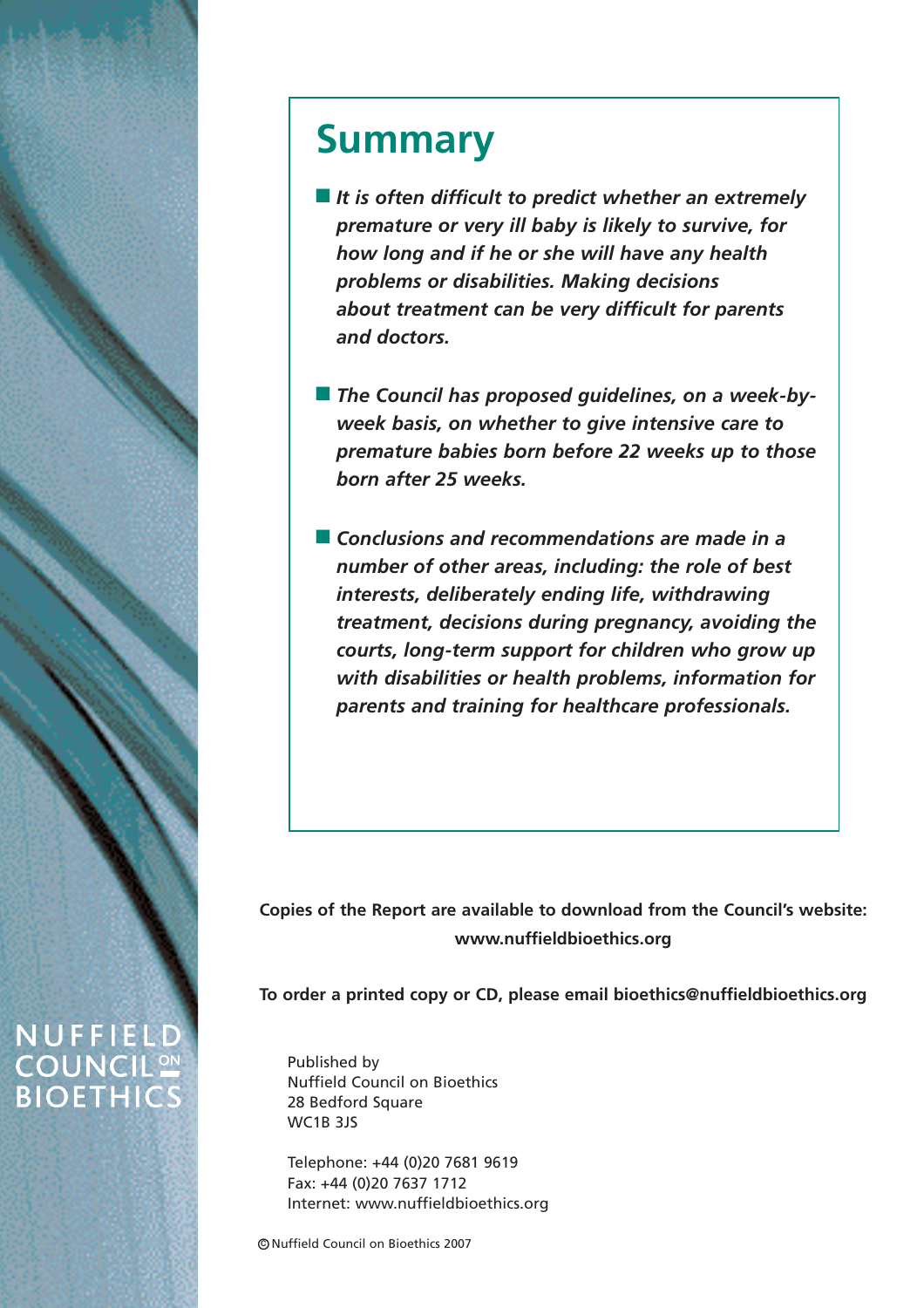# Summary

- ***It is often difficult to predict whether an extremely premature or very ill baby is likely to survive, for how long and if he or she will have any health problems or disabilities. Making decisions about treatment can be very difficult for parents and doctors.***

- ***The Council has proposed guidelines, on a week-by-week basis, on whether to give intensive care to premature babies born before 22 weeks up to those born after 25 weeks.***

- ***Conclusions and recommendations are made in a number of other areas, including: the role of best interests, deliberately ending life, withdrawing treatment, decisions during pregnancy, avoiding the courts, long-term support for children who grow up with disabilities or health problems, information for parents and training for healthcare professionals.***

**Copies of the Report are available to download from the Council's website: www.nuffieldbioethics.org**

**To order a printed copy or CD, please email bioethics@nuffieldbioethics.org**

NUFFIELD COUNCIL ON BIOETHICS

Published by
Nuffield Council on Bioethics
28 Bedford Square
WC1B 3JS

Telephone: +44 (0)20 7681 9619
Fax: +44 (0)20 7637 1712
Internet: www.nuffieldbioethics.org

© Nuffield Council on Bioethics 2007